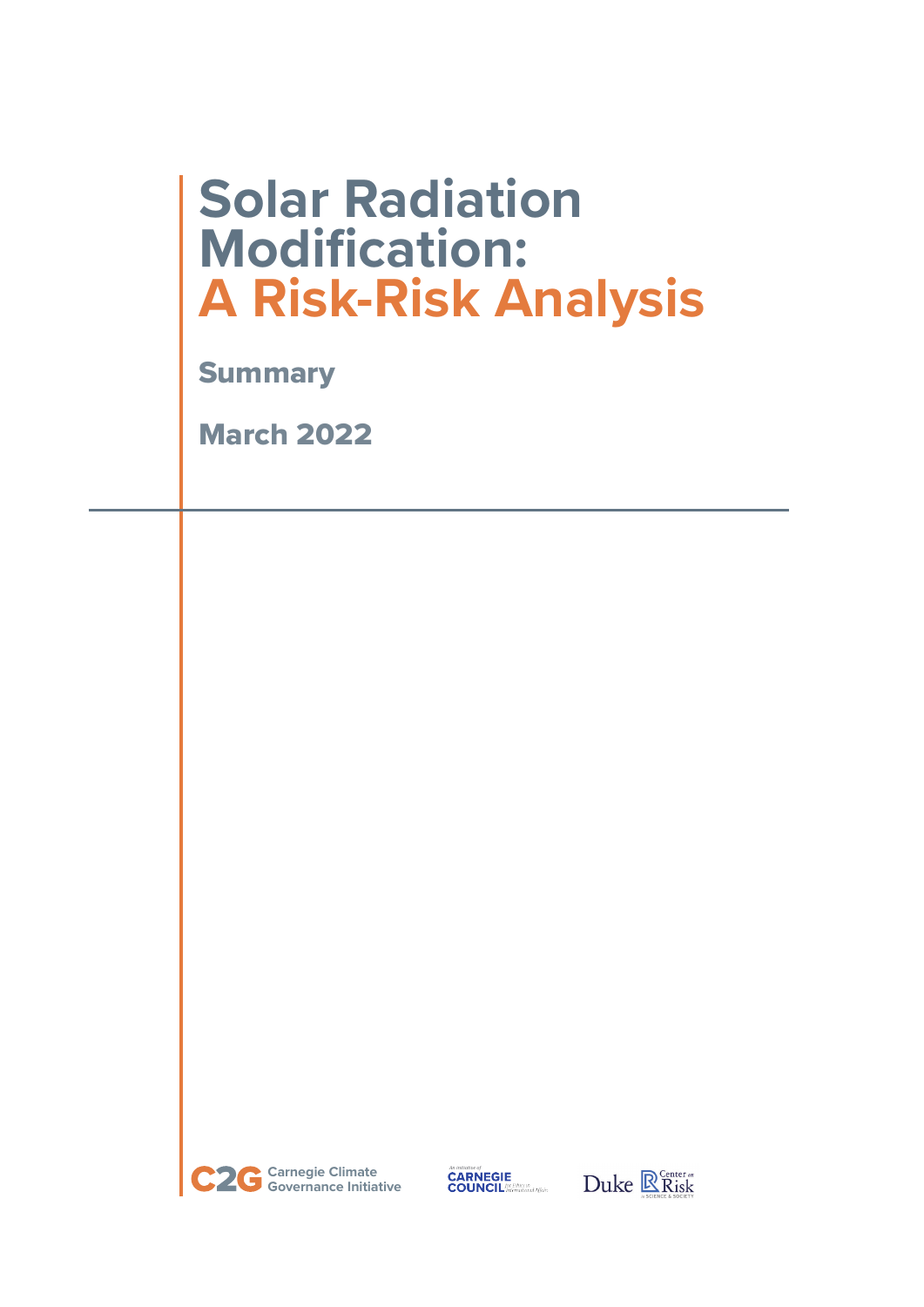# Solar Radiation Modification: A Risk-Risk Analysis

## Summary

## March 2022

C2G Carnegie Climate Governance Initiative

An initiative of CARNEGIE COUNCIL for Ethics in International Affairs

Duke Center on Risk in SCIENCE & SOCIETY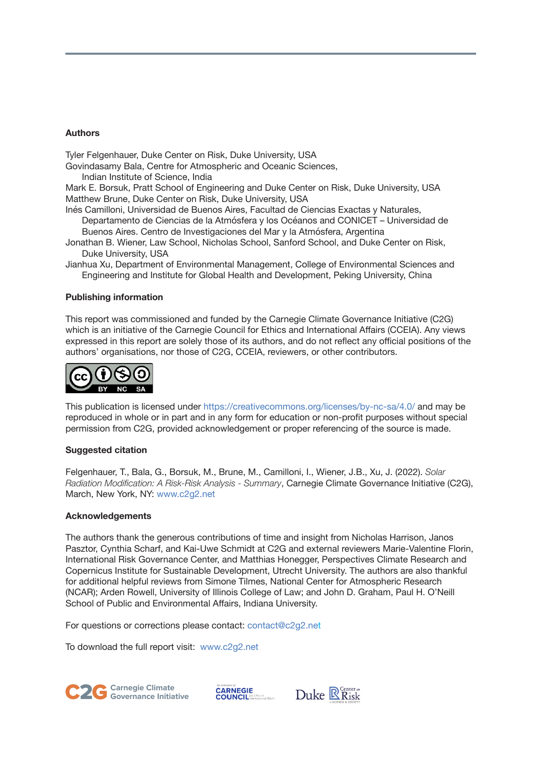### Authors

Tyler Felgenhauer, Duke Center on Risk, Duke University, USA
Govindasamy Bala, Centre for Atmospheric and Oceanic Sciences, Indian Institute of Science, India
Mark E. Borsuk, Pratt School of Engineering and Duke Center on Risk, Duke University, USA
Matthew Brune, Duke Center on Risk, Duke University, USA
Inés Camilloni, Universidad de Buenos Aires, Facultad de Ciencias Exactas y Naturales, Departamento de Ciencias de la Atmósfera y los Océanos and CONICET – Universidad de Buenos Aires. Centro de Investigaciones del Mar y la Atmósfera, Argentina
Jonathan B. Wiener, Law School, Nicholas School, Sanford School, and Duke Center on Risk, Duke University, USA
Jianhua Xu, Department of Environmental Management, College of Environmental Sciences and Engineering and Institute for Global Health and Development, Peking University, China

### Publishing information

This report was commissioned and funded by the Carnegie Climate Governance Initiative (C2G) which is an initiative of the Carnegie Council for Ethics and International Affairs (CCEIA). Any views expressed in this report are solely those of its authors, and do not reflect any official positions of the authors' organisations, nor those of C2G, CCEIA, reviewers, or other contributors.

This publication is licensed under https://creativecommons.org/licenses/by-nc-sa/4.0/ and may be reproduced in whole or in part and in any form for education or non-profit purposes without special permission from C2G, provided acknowledgement or proper referencing of the source is made.

### Suggested citation

Felgenhauer, T., Bala, G., Borsuk, M., Brune, M., Camilloni, I., Wiener, J.B., Xu, J. (2022). *Solar Radiation Modification: A Risk-Risk Analysis - Summary*, Carnegie Climate Governance Initiative (C2G), March, New York, NY: www.c2g2.net

### Acknowledgements

The authors thank the generous contributions of time and insight from Nicholas Harrison, Janos Pasztor, Cynthia Scharf, and Kai-Uwe Schmidt at C2G and external reviewers Marie-Valentine Florin, International Risk Governance Center, and Matthias Honegger, Perspectives Climate Research and Copernicus Institute for Sustainable Development, Utrecht University. The authors are also thankful for additional helpful reviews from Simone Tilmes, National Center for Atmospheric Research (NCAR); Arden Rowell, University of Illinois College of Law; and John D. Graham, Paul H. O'Neill School of Public and Environmental Affairs, Indiana University.

For questions or corrections please contact: contact@c2g2.net

To download the full report visit: www.c2g2.net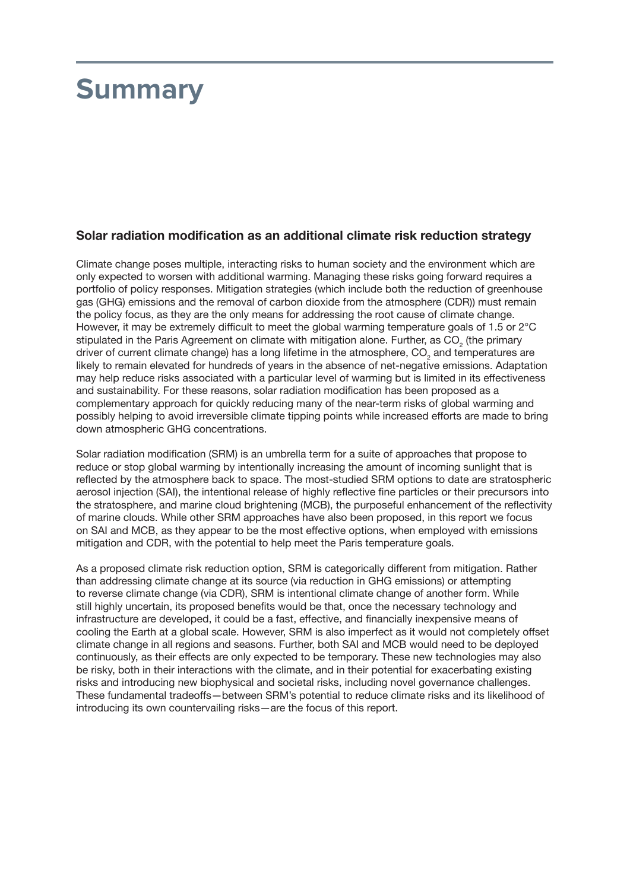# Summary

### Solar radiation modification as an additional climate risk reduction strategy

Climate change poses multiple, interacting risks to human society and the environment which are only expected to worsen with additional warming. Managing these risks going forward requires a portfolio of policy responses. Mitigation strategies (which include both the reduction of greenhouse gas (GHG) emissions and the removal of carbon dioxide from the atmosphere (CDR)) must remain the policy focus, as they are the only means for addressing the root cause of climate change. However, it may be extremely difficult to meet the global warming temperature goals of 1.5 or 2°C stipulated in the Paris Agreement on climate with mitigation alone. Further, as $CO_2$ (the primary driver of current climate change) has a long lifetime in the atmosphere, $CO_2$ and temperatures are likely to remain elevated for hundreds of years in the absence of net-negative emissions. Adaptation may help reduce risks associated with a particular level of warming but is limited in its effectiveness and sustainability. For these reasons, solar radiation modification has been proposed as a complementary approach for quickly reducing many of the near-term risks of global warming and possibly helping to avoid irreversible climate tipping points while increased efforts are made to bring down atmospheric GHG concentrations.

Solar radiation modification (SRM) is an umbrella term for a suite of approaches that propose to reduce or stop global warming by intentionally increasing the amount of incoming sunlight that is reflected by the atmosphere back to space. The most-studied SRM options to date are stratospheric aerosol injection (SAI), the intentional release of highly reflective fine particles or their precursors into the stratosphere, and marine cloud brightening (MCB), the purposeful enhancement of the reflectivity of marine clouds. While other SRM approaches have also been proposed, in this report we focus on SAI and MCB, as they appear to be the most effective options, when employed with emissions mitigation and CDR, with the potential to help meet the Paris temperature goals.

As a proposed climate risk reduction option, SRM is categorically different from mitigation. Rather than addressing climate change at its source (via reduction in GHG emissions) or attempting to reverse climate change (via CDR), SRM is intentional climate change of another form. While still highly uncertain, its proposed benefits would be that, once the necessary technology and infrastructure are developed, it could be a fast, effective, and financially inexpensive means of cooling the Earth at a global scale. However, SRM is also imperfect as it would not completely offset climate change in all regions and seasons. Further, both SAI and MCB would need to be deployed continuously, as their effects are only expected to be temporary. These new technologies may also be risky, both in their interactions with the climate, and in their potential for exacerbating existing risks and introducing new biophysical and societal risks, including novel governance challenges. These fundamental tradeoffs—between SRM's potential to reduce climate risks and its likelihood of introducing its own countervailing risks—are the focus of this report.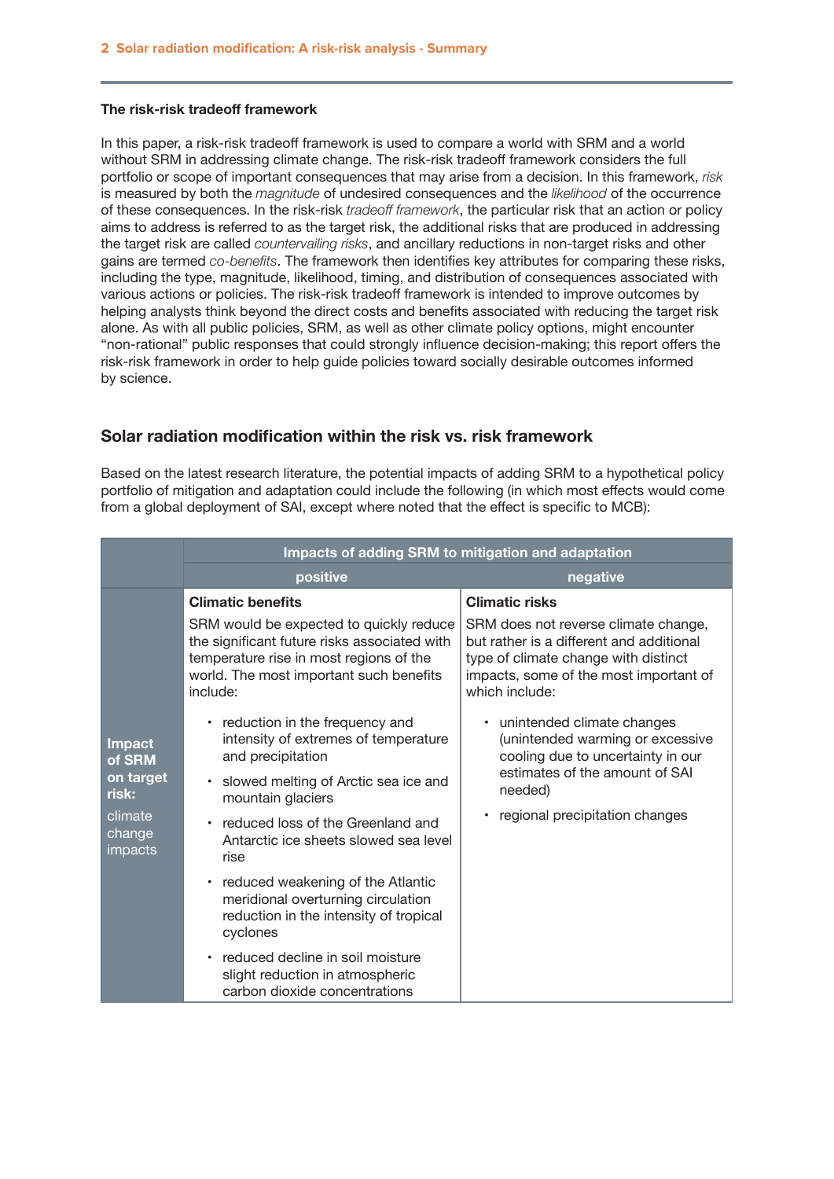### The risk-risk tradeoff framework

In this paper, a risk-risk tradeoff framework is used to compare a world with SRM and a world without SRM in addressing climate change. The risk-risk tradeoff framework considers the full portfolio or scope of important consequences that may arise from a decision. In this framework, *risk* is measured by both the *magnitude* of undesired consequences and the *likelihood* of the occurrence of these consequences. In the risk-risk *tradeoff framework*, the particular risk that an action or policy aims to address is referred to as the target risk, the additional risks that are produced in addressing the target risk are called *countervailing risks*, and ancillary reductions in non-target risks and other gains are termed *co-benefits*. The framework then identifies key attributes for comparing these risks, including the type, magnitude, likelihood, timing, and distribution of consequences associated with various actions or policies. The risk-risk tradeoff framework is intended to improve outcomes by helping analysts think beyond the direct costs and benefits associated with reducing the target risk alone. As with all public policies, SRM, as well as other climate policy options, might encounter "non-rational" public responses that could strongly influence decision-making; this report offers the risk-risk framework in order to help guide policies toward socially desirable outcomes informed by science.

## Solar radiation modification within the risk vs. risk framework

Based on the latest research literature, the potential impacts of adding SRM to a hypothetical policy portfolio of mitigation and adaptation could include the following (in which most effects would come from a global deployment of SAI, except where noted that the effect is specific to MCB):

| | Impacts of adding SRM to mitigation and adaptation | |
|---|---|---|
| | **positive** | **negative** |
| **Impact of SRM on target risk:** climate change impacts | **Climatic benefits**<br>SRM would be expected to quickly reduce the significant future risks associated with temperature rise in most regions of the world. The most important such benefits include:<br>• reduction in the frequency and intensity of extremes of temperature and precipitation<br>• slowed melting of Arctic sea ice and mountain glaciers<br>• reduced loss of the Greenland and Antarctic ice sheets slowed sea level rise<br>• reduced weakening of the Atlantic meridional overturning circulation reduction in the intensity of tropical cyclones<br>• reduced decline in soil moisture slight reduction in atmospheric carbon dioxide concentrations | **Climatic risks**<br>SRM does not reverse climate change, but rather is a different and additional type of climate change with distinct impacts, some of the most important of which include:<br>• unintended climate changes (unintended warming or excessive cooling due to uncertainty in our estimates of the amount of SAI needed)<br>• regional precipitation changes |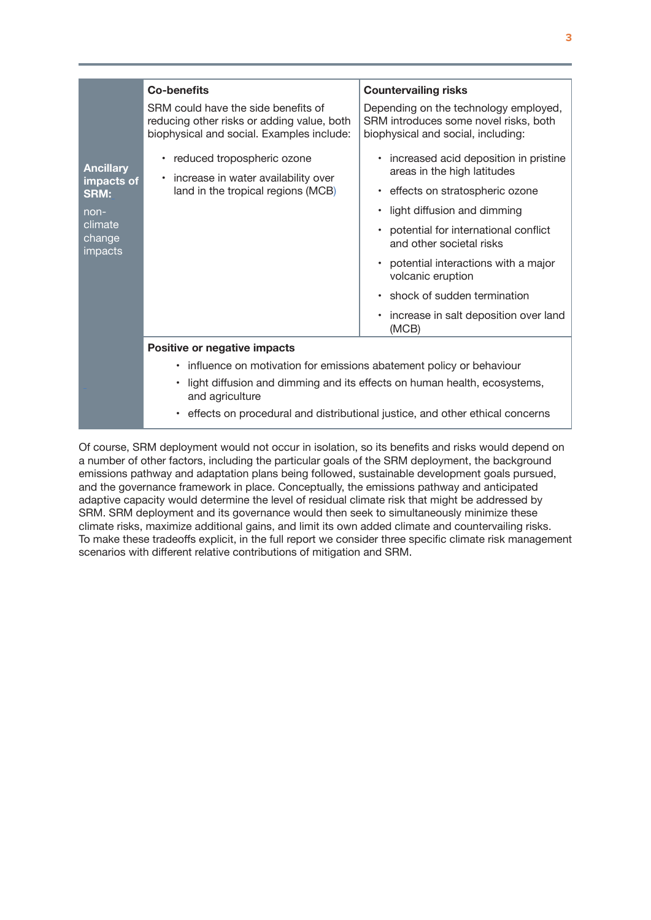| | **Co-benefits** | **Countervailing risks** |
|---|---|---|
| **Ancillary impacts of SRM:** non-climate change impacts | SRM could have the side benefits of reducing other risks or adding value, both biophysical and social. Examples include:<br>• reduced tropospheric ozone<br>• increase in water availability over land in the tropical regions (MCB) | Depending on the technology employed, SRM introduces some novel risks, both biophysical and social, including:<br>• increased acid deposition in pristine areas in the high latitudes<br>• effects on stratospheric ozone<br>• light diffusion and dimming<br>• potential for international conflict and other societal risks<br>• potential interactions with a major volcanic eruption<br>• shock of sudden termination<br>• increase in salt deposition over land (MCB) |
| | **Positive or negative impacts**<br>• influence on motivation for emissions abatement policy or behaviour<br>• light diffusion and dimming and its effects on human health, ecosystems, and agriculture<br>• effects on procedural and distributional justice, and other ethical concerns | |

Of course, SRM deployment would not occur in isolation, so its benefits and risks would depend on a number of other factors, including the particular goals of the SRM deployment, the background emissions pathway and adaptation plans being followed, sustainable development goals pursued, and the governance framework in place. Conceptually, the emissions pathway and anticipated adaptive capacity would determine the level of residual climate risk that might be addressed by SRM. SRM deployment and its governance would then seek to simultaneously minimize these climate risks, maximize additional gains, and limit its own added climate and countervailing risks. To make these tradeoffs explicit, in the full report we consider three specific climate risk management scenarios with different relative contributions of mitigation and SRM.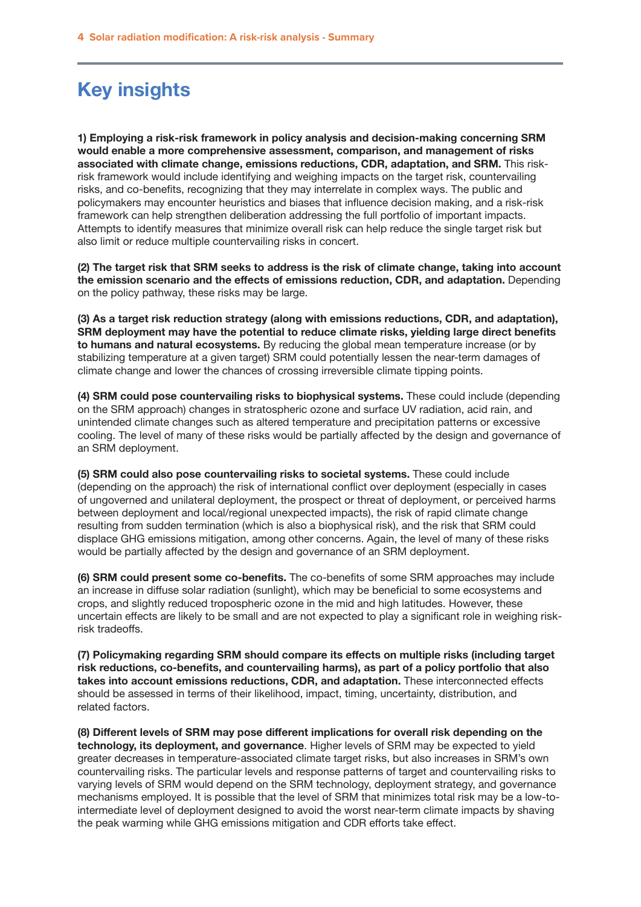# Key insights

**1) Employing a risk-risk framework in policy analysis and decision-making concerning SRM would enable a more comprehensive assessment, comparison, and management of risks associated with climate change, emissions reductions, CDR, adaptation, and SRM.** This risk-risk framework would include identifying and weighing impacts on the target risk, countervailing risks, and co-benefits, recognizing that they may interrelate in complex ways. The public and policymakers may encounter heuristics and biases that influence decision making, and a risk-risk framework can help strengthen deliberation addressing the full portfolio of important impacts. Attempts to identify measures that minimize overall risk can help reduce the single target risk but also limit or reduce multiple countervailing risks in concert.

**(2) The target risk that SRM seeks to address is the risk of climate change, taking into account the emission scenario and the effects of emissions reduction, CDR, and adaptation.** Depending on the policy pathway, these risks may be large.

**(3) As a target risk reduction strategy (along with emissions reductions, CDR, and adaptation), SRM deployment may have the potential to reduce climate risks, yielding large direct benefits to humans and natural ecosystems.** By reducing the global mean temperature increase (or by stabilizing temperature at a given target) SRM could potentially lessen the near-term damages of climate change and lower the chances of crossing irreversible climate tipping points.

**(4) SRM could pose countervailing risks to biophysical systems.** These could include (depending on the SRM approach) changes in stratospheric ozone and surface UV radiation, acid rain, and unintended climate changes such as altered temperature and precipitation patterns or excessive cooling. The level of many of these risks would be partially affected by the design and governance of an SRM deployment.

**(5) SRM could also pose countervailing risks to societal systems.** These could include (depending on the approach) the risk of international conflict over deployment (especially in cases of ungoverned and unilateral deployment, the prospect or threat of deployment, or perceived harms between deployment and local/regional unexpected impacts), the risk of rapid climate change resulting from sudden termination (which is also a biophysical risk), and the risk that SRM could displace GHG emissions mitigation, among other concerns. Again, the level of many of these risks would be partially affected by the design and governance of an SRM deployment.

**(6) SRM could present some co-benefits.** The co-benefits of some SRM approaches may include an increase in diffuse solar radiation (sunlight), which may be beneficial to some ecosystems and crops, and slightly reduced tropospheric ozone in the mid and high latitudes. However, these uncertain effects are likely to be small and are not expected to play a significant role in weighing risk-risk tradeoffs.

**(7) Policymaking regarding SRM should compare its effects on multiple risks (including target risk reductions, co-benefits, and countervailing harms), as part of a policy portfolio that also takes into account emissions reductions, CDR, and adaptation.** These interconnected effects should be assessed in terms of their likelihood, impact, timing, uncertainty, distribution, and related factors.

**(8) Different levels of SRM may pose different implications for overall risk depending on the technology, its deployment, and governance**. Higher levels of SRM may be expected to yield greater decreases in temperature-associated climate target risks, but also increases in SRM's own countervailing risks. The particular levels and response patterns of target and countervailing risks to varying levels of SRM would depend on the SRM technology, deployment strategy, and governance mechanisms employed. It is possible that the level of SRM that minimizes total risk may be a low-to-intermediate level of deployment designed to avoid the worst near-term climate impacts by shaving the peak warming while GHG emissions mitigation and CDR efforts take effect.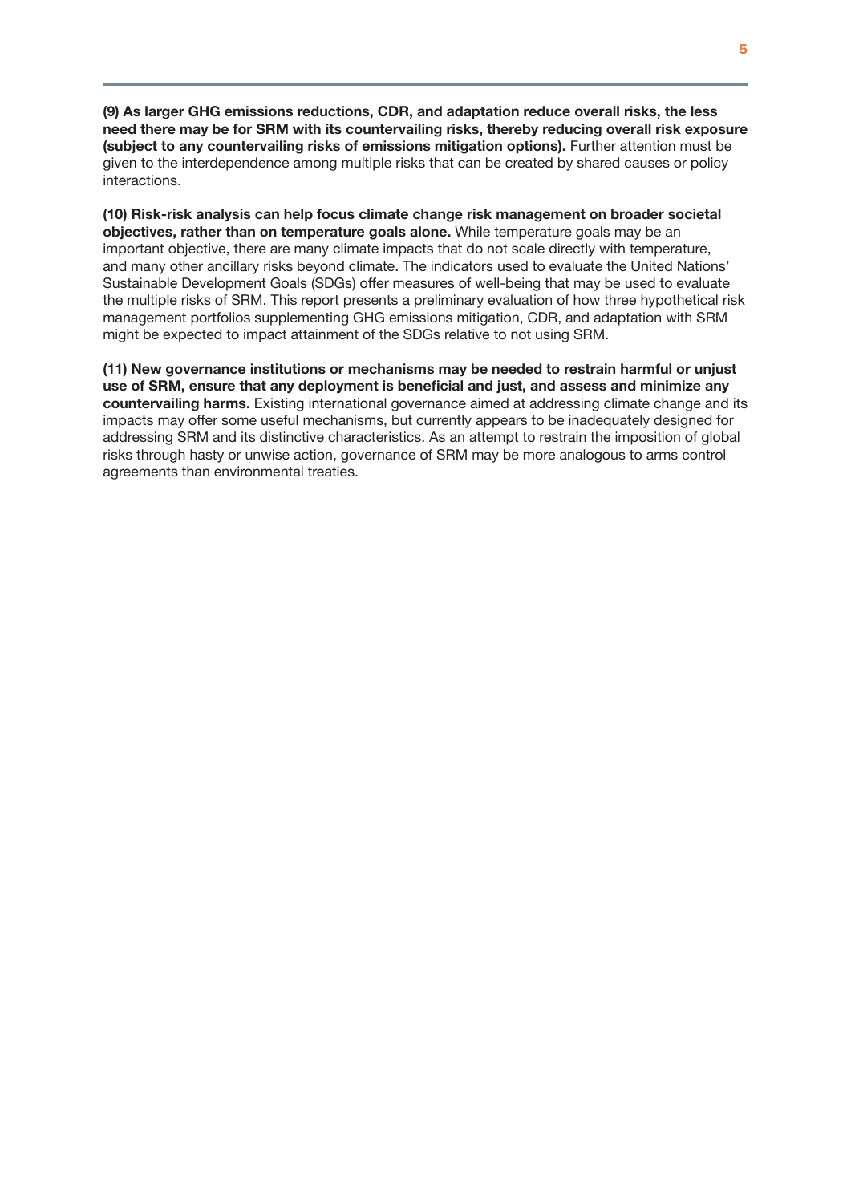**(9) As larger GHG emissions reductions, CDR, and adaptation reduce overall risks, the less need there may be for SRM with its countervailing risks, thereby reducing overall risk exposure (subject to any countervailing risks of emissions mitigation options).** Further attention must be given to the interdependence among multiple risks that can be created by shared causes or policy interactions.

**(10) Risk-risk analysis can help focus climate change risk management on broader societal objectives, rather than on temperature goals alone.** While temperature goals may be an important objective, there are many climate impacts that do not scale directly with temperature, and many other ancillary risks beyond climate. The indicators used to evaluate the United Nations' Sustainable Development Goals (SDGs) offer measures of well-being that may be used to evaluate the multiple risks of SRM. This report presents a preliminary evaluation of how three hypothetical risk management portfolios supplementing GHG emissions mitigation, CDR, and adaptation with SRM might be expected to impact attainment of the SDGs relative to not using SRM.

**(11) New governance institutions or mechanisms may be needed to restrain harmful or unjust use of SRM, ensure that any deployment is beneficial and just, and assess and minimize any countervailing harms.** Existing international governance aimed at addressing climate change and its impacts may offer some useful mechanisms, but currently appears to be inadequately designed for addressing SRM and its distinctive characteristics. As an attempt to restrain the imposition of global risks through hasty or unwise action, governance of SRM may be more analogous to arms control agreements than environmental treaties.